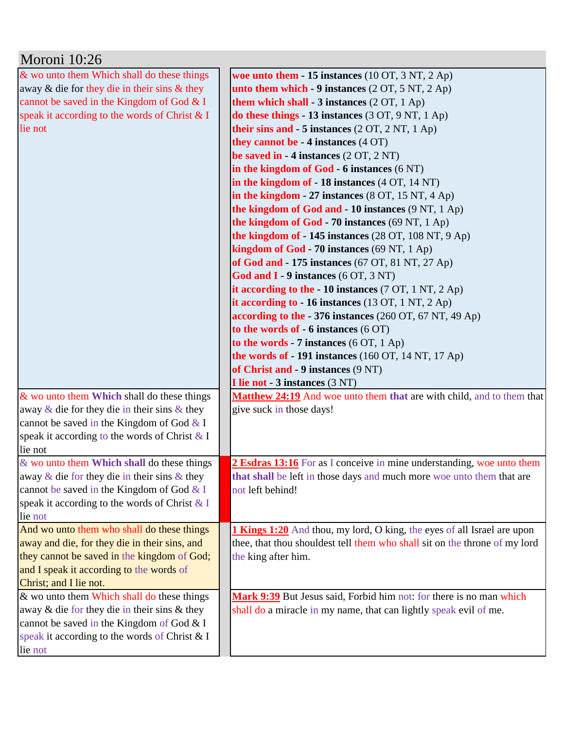# Moroni 10:26

| & wo unto them Which shall do these things away & die for they die in their sins & they cannot be saved in the Kingdom of God & I speak it according to the words of Christ & I lie not | woe unto them - **15 instances** (10 OT, 3 NT, 2 Ap)<br>unto them which - **9 instances** (2 OT, 5 NT, 2 Ap)<br>them which shall - **3 instances** (2 OT, 1 Ap)<br>do these things - **13 instances** (3 OT, 9 NT, 1 Ap)<br>their sins and - **5 instances** (2 OT, 2 NT, 1 Ap)<br>they cannot be - **4 instances** (4 OT)<br>be saved in - **4 instances** (2 OT, 2 NT)<br>in the kingdom of God - **6 instances** (6 NT)<br>in the kingdom of - **18 instances** (4 OT, 14 NT)<br>in the kingdom - **27 instances** (8 OT, 15 NT, 4 Ap)<br>the kingdom of God and - **10 instances** (9 NT, 1 Ap)<br>the kingdom of God - **70 instances** (69 NT, 1 Ap)<br>the kingdom of - **145 instances** (28 OT, 108 NT, 9 Ap)<br>kingdom of God - **70 instances** (69 NT, 1 Ap)<br>of God and - **175 instances** (67 OT, 81 NT, 27 Ap)<br>God and I - **9 instances** (6 OT, 3 NT)<br>it according to the - **10 instances** (7 OT, 1 NT, 2 Ap)<br>it according to - **16 instances** (13 OT, 1 NT, 2 Ap)<br>according to the - **376 instances** (260 OT, 67 NT, 49 Ap)<br>to the words of - **6 instances** (6 OT)<br>to the words - **7 instances** (6 OT, 1 Ap)<br>the words of - **191 instances** (160 OT, 14 NT, 17 Ap)<br>of Christ and - **9 instances** (9 NT)<br>I lie not - **3 instances** (3 NT) |
|---|---|
| & wo unto them **Which** shall do these things away & die for they die in their sins & they cannot be saved in the Kingdom of God & I speak it according to the words of Christ & I lie not | **Matthew 24:19** And woe unto them **that** are with child, and to them that give suck in those days! |
| & wo unto them **Which shall** do these things away & die for they die in their sins & they cannot be saved in the Kingdom of God & I speak it according to the words of Christ & I lie not | **2 Esdras 13:16** For as I conceive in mine understanding, woe unto them **that shall** be left in those days and much more woe unto them that are not left behind! |
| And wo unto them who shall do these things away and die, for they die in their sins, and they cannot be saved in the kingdom of God; and I speak it according to the words of Christ; and I lie not. | **1 Kings 1:20** And thou, my lord, O king, the eyes of all Israel are upon thee, that thou shouldest tell them who shall sit on the throne of my lord the king after him. |
| & wo unto them Which shall do these things away & die for they die in their sins & they cannot be saved in the Kingdom of God & I speak it according to the words of Christ & I lie not | **Mark 9:39** But Jesus said, Forbid him not: for there is no man which shall do a miracle in my name, that can lightly speak evil of me. |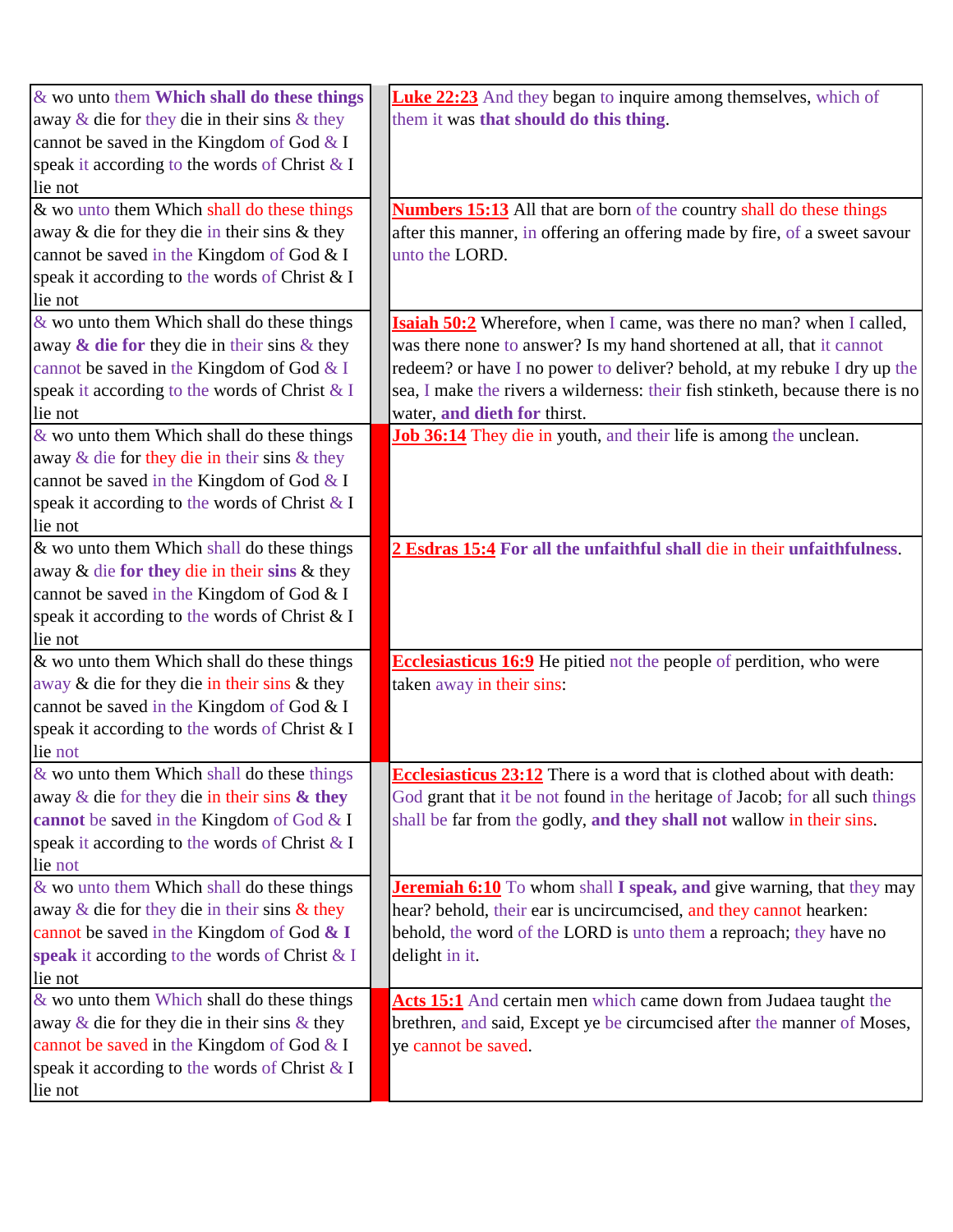| | | |
|---|---|---|
| & wo unto them **Which shall do these things** away & die for they die in their sins & they cannot be saved in the Kingdom of God & I speak it according to the words of Christ & I lie not | | **Luke 22:23** And they began to inquire among themselves, which of them it was **that should do this thing**. |
| & wo unto them Which shall do these things away & die for they die in their sins & they cannot be saved in the Kingdom of God & I speak it according to the words of Christ & I lie not | | **Numbers 15:13** All that are born of the country shall do these things after this manner, in offering an offering made by fire, of a sweet savour unto the LORD. |
| & wo unto them Which shall do these things away **& die for** they die in their sins & they cannot be saved in the Kingdom of God & I speak it according to the words of Christ & I lie not | | **Isaiah 50:2** Wherefore, when I came, was there no man? when I called, was there none to answer? Is my hand shortened at all, that it cannot redeem? or have I no power to deliver? behold, at my rebuke I dry up the sea, I make the rivers a wilderness: their fish stinketh, because there is no water, **and dieth for** thirst. |
| & wo unto them Which shall do these things away & die for they die in their sins & they cannot be saved in the Kingdom of God & I speak it according to the words of Christ & I lie not | | **Job 36:14** They die in youth, and their life is among the unclean. |
| & wo unto them Which shall do these things away & die **for they** die in their **sins** & they cannot be saved in the Kingdom of God & I speak it according to the words of Christ & I lie not | | **2 Esdras 15:4** **For all the unfaithful shall** die in their **unfaithfulness**. |
| & wo unto them Which shall do these things away & die for they die in their sins & they cannot be saved in the Kingdom of God & I speak it according to the words of Christ & I lie not | | **Ecclesiasticus 16:9** He pitied not the people of perdition, who were taken away in their sins: |
| & wo unto them Which shall do these things away & die for they die in their sins **& they cannot** be saved in the Kingdom of God & I speak it according to the words of Christ & I lie not | | **Ecclesiasticus 23:12** There is a word that is clothed about with death: God grant that it be not found in the heritage of Jacob; for all such things shall be far from the godly, **and they shall not** wallow in their sins. |
| & wo unto them Which shall do these things away & die for they die in their sins & they cannot be saved in the Kingdom of God **& I speak** it according to the words of Christ & I lie not | | **Jeremiah 6:10** To whom shall **I speak, and** give warning, that they may hear? behold, their ear is uncircumcised, and they cannot hearken: behold, the word of the LORD is unto them a reproach; they have no delight in it. |
| & wo unto them Which shall do these things away & die for they die in their sins & they cannot be saved in the Kingdom of God & I speak it according to the words of Christ & I lie not | | **Acts 15:1** And certain men which came down from Judaea taught the brethren, and said, Except ye be circumcised after the manner of Moses, ye cannot be saved. |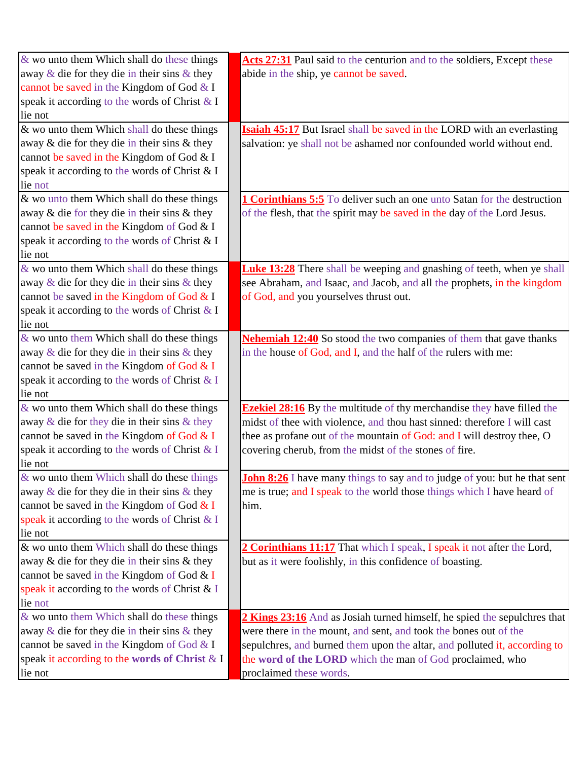| & wo unto them Which shall do these things away & die for they die in their sins & they cannot be saved in the Kingdom of God & I speak it according to the words of Christ & I lie not | | **Acts 27:31** Paul said to the centurion and to the soldiers, Except these abide in the ship, ye cannot be saved. |
|---|---|---|
| & wo unto them Which shall do these things away & die for they die in their sins & they cannot be saved in the Kingdom of God & I speak it according to the words of Christ & I lie not | | **Isaiah 45:17** But Israel shall be saved in the LORD with an everlasting salvation: ye shall not be ashamed nor confounded world without end. |
| & wo unto them Which shall do these things away & die for they die in their sins & they cannot be saved in the Kingdom of God & I speak it according to the words of Christ & I lie not | | **1 Corinthians 5:5** To deliver such an one unto Satan for the destruction of the flesh, that the spirit may be saved in the day of the Lord Jesus. |
| & wo unto them Which shall do these things away & die for they die in their sins & they cannot be saved in the Kingdom of God & I speak it according to the words of Christ & I lie not | | **Luke 13:28** There shall be weeping and gnashing of teeth, when ye shall see Abraham, and Isaac, and Jacob, and all the prophets, in the kingdom of God, and you yourselves thrust out. |
| & wo unto them Which shall do these things away & die for they die in their sins & they cannot be saved in the Kingdom of God & I speak it according to the words of Christ & I lie not | | **Nehemiah 12:40** So stood the two companies of them that gave thanks in the house of God, and I, and the half of the rulers with me: |
| & wo unto them Which shall do these things away & die for they die in their sins & they cannot be saved in the Kingdom of God & I speak it according to the words of Christ & I lie not | | **Ezekiel 28:16** By the multitude of thy merchandise they have filled the midst of thee with violence, and thou hast sinned: therefore I will cast thee as profane out of the mountain of God: and I will destroy thee, O covering cherub, from the midst of the stones of fire. |
| & wo unto them Which shall do these things away & die for they die in their sins & they cannot be saved in the Kingdom of God & I speak it according to the words of Christ & I lie not | | **John 8:26** I have many things to say and to judge of you: but he that sent me is true; and I speak to the world those things which I have heard of him. |
| & wo unto them Which shall do these things away & die for they die in their sins & they cannot be saved in the Kingdom of God & I speak it according to the words of Christ & I lie not | | **2 Corinthians 11:17** That which I speak, I speak it not after the Lord, but as it were foolishly, in this confidence of boasting. |
| & wo unto them Which shall do these things away & die for they die in their sins & they cannot be saved in the Kingdom of God & I speak it according to the **words of Christ** & I lie not | | **2 Kings 23:16** And as Josiah turned himself, he spied the sepulchres that were there in the mount, and sent, and took the bones out of the sepulchres, and burned them upon the altar, and polluted it, according to the **word of the LORD** which the man of God proclaimed, who proclaimed these words. |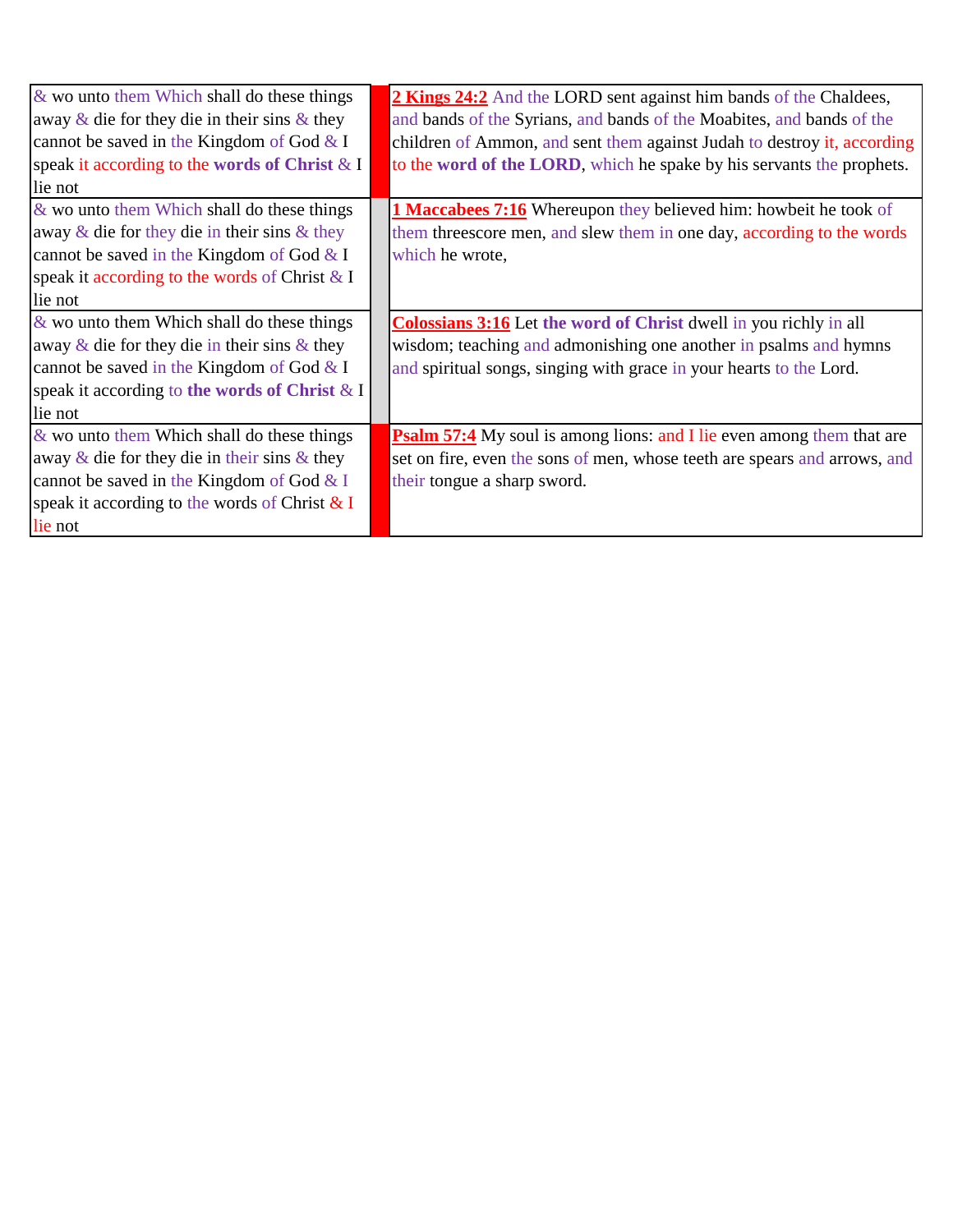| | | |
|---|---|---|
| & wo unto them Which shall do these things away & die for they die in their sins & they cannot be saved in the Kingdom of God & I speak it according to the **words of Christ** & I lie not | | **2 Kings 24:2** And the LORD sent against him bands of the Chaldees, and bands of the Syrians, and bands of the Moabites, and bands of the children of Ammon, and sent them against Judah to destroy it, according to the **word of the LORD**, which he spake by his servants the prophets. |
| & wo unto them Which shall do these things away & die for they die in their sins & they cannot be saved in the Kingdom of God & I speak it according to the words of Christ & I lie not | | **1 Maccabees 7:16** Whereupon they believed him: howbeit he took of them threescore men, and slew them in one day, according to the words which he wrote, |
| & wo unto them Which shall do these things away & die for they die in their sins & they cannot be saved in the Kingdom of God & I speak it according to **the words of Christ** & I lie not | | **Colossians 3:16** Let **the word of Christ** dwell in you richly in all wisdom; teaching and admonishing one another in psalms and hymns and spiritual songs, singing with grace in your hearts to the Lord. |
| & wo unto them Which shall do these things away & die for they die in their sins & they cannot be saved in the Kingdom of God & I speak it according to the words of Christ & I lie not | | **Psalm 57:4** My soul is among lions: and I lie even among them that are set on fire, even the sons of men, whose teeth are spears and arrows, and their tongue a sharp sword. |